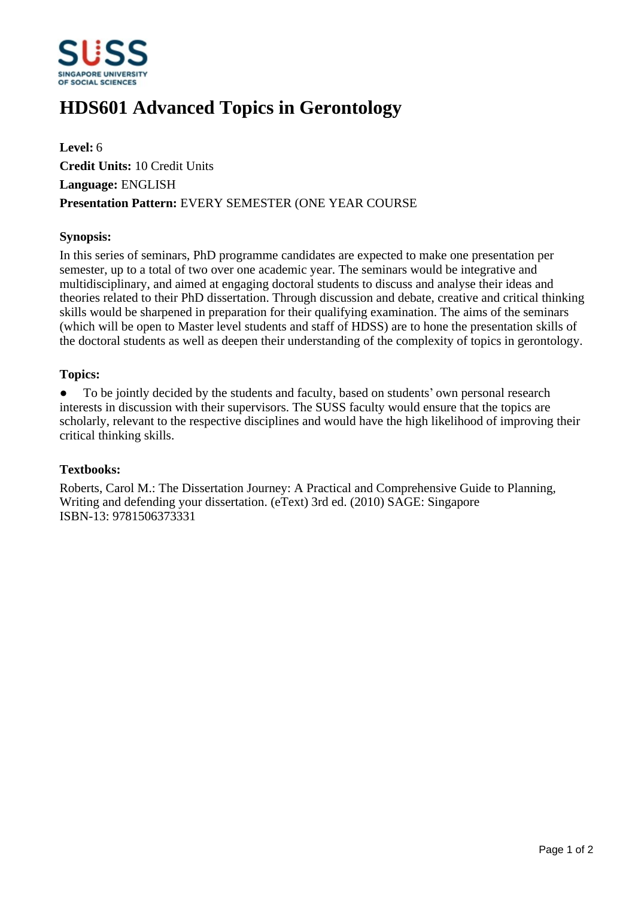# HDS601 Advanced Topics in Gerontology

**Level:** 6
**Credit Units:** 10 Credit Units
**Language:** ENGLISH
**Presentation Pattern:** EVERY SEMESTER (ONE YEAR COURSE

### Synopsis:

In this series of seminars, PhD programme candidates are expected to make one presentation per semester, up to a total of two over one academic year. The seminars would be integrative and multidisciplinary, and aimed at engaging doctoral students to discuss and analyse their ideas and theories related to their PhD dissertation. Through discussion and debate, creative and critical thinking skills would be sharpened in preparation for their qualifying examination. The aims of the seminars (which will be open to Master level students and staff of HDSS) are to hone the presentation skills of the doctoral students as well as deepen their understanding of the complexity of topics in gerontology.

### Topics:

- To be jointly decided by the students and faculty, based on students' own personal research interests in discussion with their supervisors. The SUSS faculty would ensure that the topics are scholarly, relevant to the respective disciplines and would have the high likelihood of improving their critical thinking skills.

### Textbooks:

Roberts, Carol M.: The Dissertation Journey: A Practical and Comprehensive Guide to Planning, Writing and defending your dissertation. (eText) 3rd ed. (2010) SAGE: Singapore
ISBN-13: 9781506373331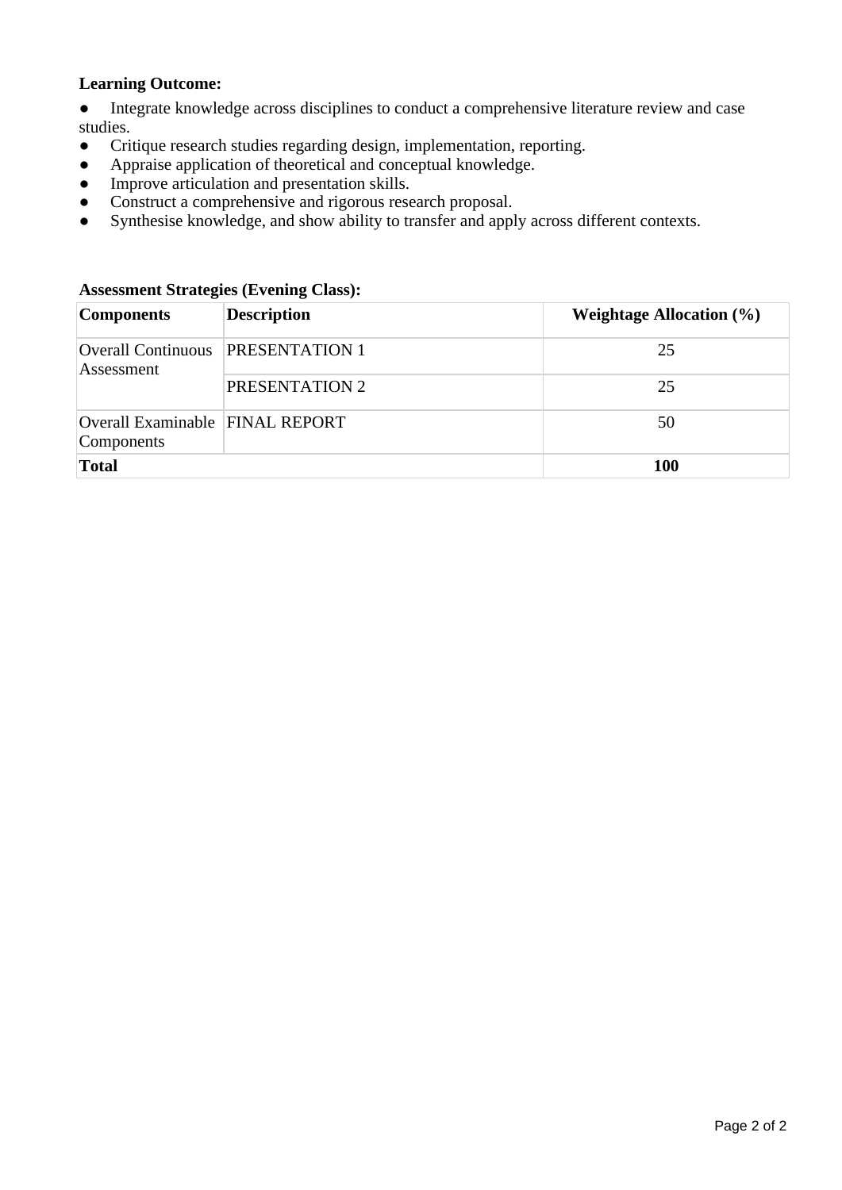**Learning Outcome:**

- Integrate knowledge across disciplines to conduct a comprehensive literature review and case studies.
- Critique research studies regarding design, implementation, reporting.
- Appraise application of theoretical and conceptual knowledge.
- Improve articulation and presentation skills.
- Construct a comprehensive and rigorous research proposal.
- Synthesise knowledge, and show ability to transfer and apply across different contexts.

**Assessment Strategies (Evening Class):**

| Components | Description | Weightage Allocation (%) |
|---|---|---|
| Overall Continuous Assessment | PRESENTATION 1 | 25 |
| | PRESENTATION 2 | 25 |
| Overall Examinable Components | FINAL REPORT | 50 |
| **Total** | | **100** |